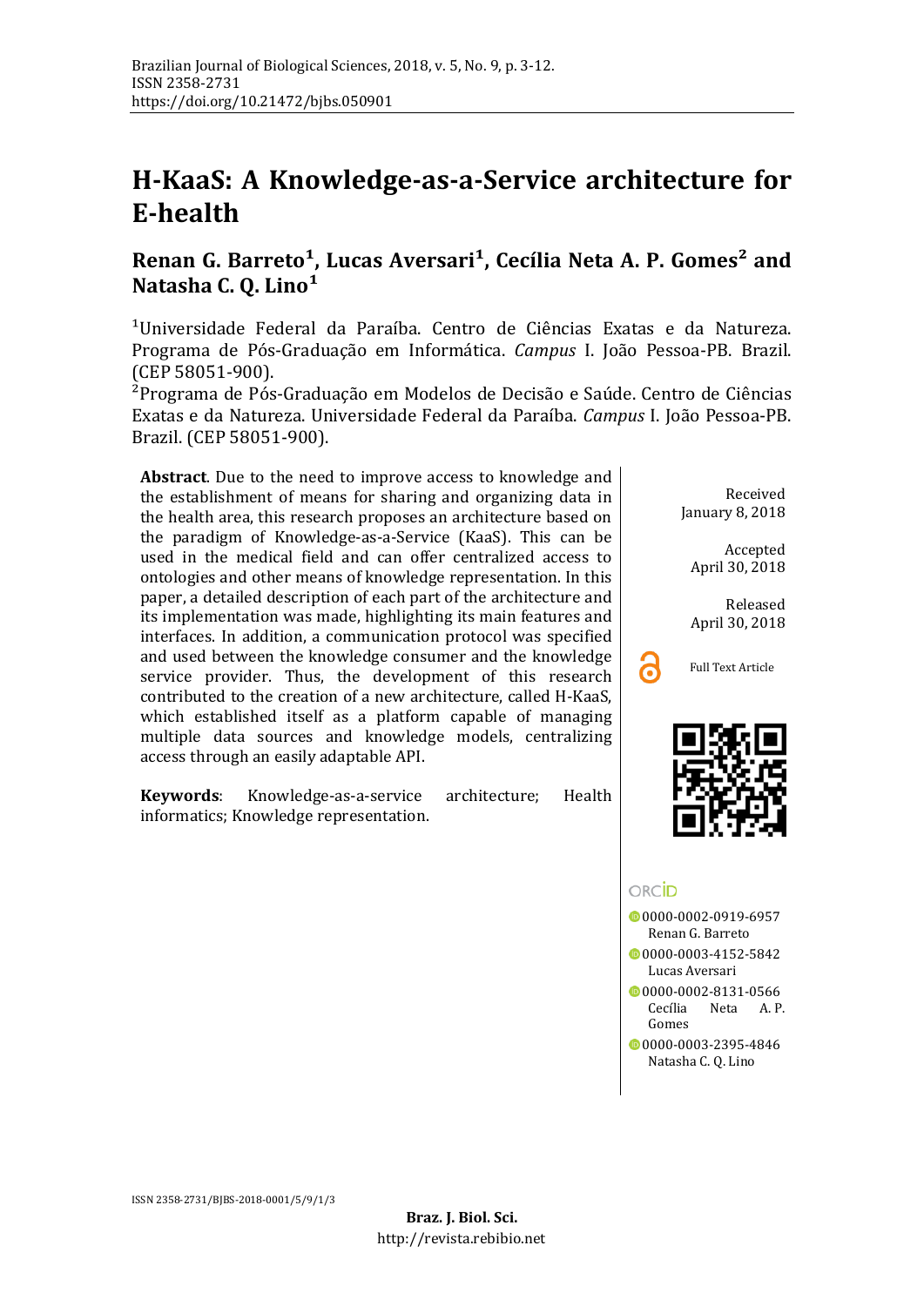# H-KaaS: A Knowledge-as-a-Service architecture for E-health

## Renan G. Barreto[1], Lucas Aversari[1], Cecília Neta A. P. Gomes[2] and Natasha C. Q. Lino[1]

[1]Universidade Federal da Paraíba. Centro de Ciências Exatas e da Natureza. Programa de Pós-Graduação em Informática. *Campus* I. João Pessoa-PB. Brazil. (CEP 58051-900).

[2]Programa de Pós-Graduação em Modelos de Decisão e Saúde. Centro de Ciências Exatas e da Natureza. Universidade Federal da Paraíba. *Campus* I. João Pessoa-PB. Brazil. (CEP 58051-900).

**Abstract**. Due to the need to improve access to knowledge and the establishment of means for sharing and organizing data in the health area, this research proposes an architecture based on the paradigm of Knowledge-as-a-Service (KaaS). This can be used in the medical field and can offer centralized access to ontologies and other means of knowledge representation. In this paper, a detailed description of each part of the architecture and its implementation was made, highlighting its main features and interfaces. In addition, a communication protocol was specified and used between the knowledge consumer and the knowledge service provider. Thus, the development of this research contributed to the creation of a new architecture, called H-KaaS, which established itself as a platform capable of managing multiple data sources and knowledge models, centralizing access through an easily adaptable API.

**Keywords**: Knowledge-as-a-service architecture; Health informatics; Knowledge representation.

Received January 8, 2018

Accepted April 30, 2018

Released April 30, 2018

Full Text Article

ORCID

0000-0002-0919-6957 Renan G. Barreto

0000-0003-4152-5842 Lucas Aversari

0000-0002-8131-0566 Cecília Neta A. P. Gomes

0000-0003-2395-4846 Natasha C. Q. Lino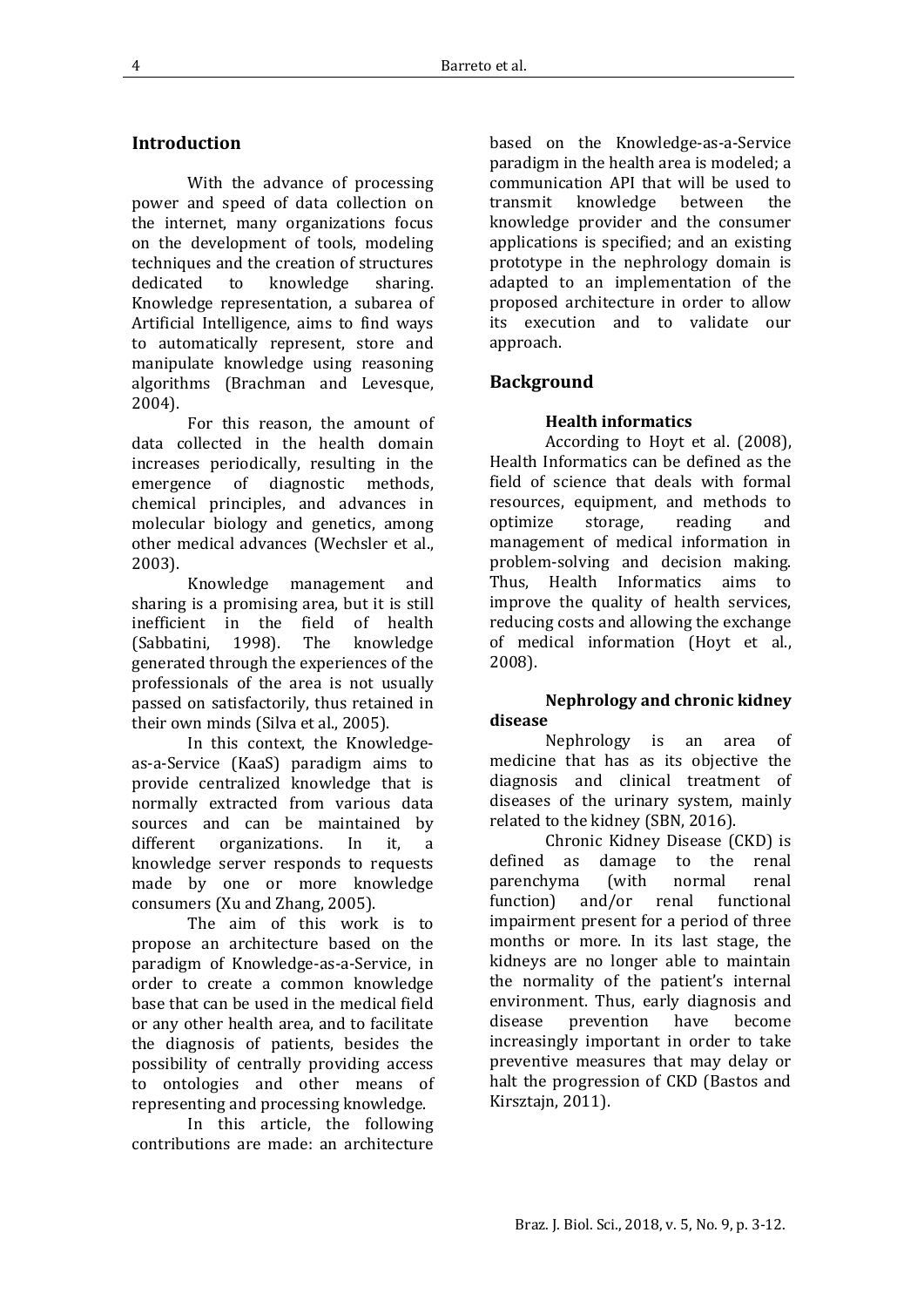## Introduction

With the advance of processing power and speed of data collection on the internet, many organizations focus on the development of tools, modeling techniques and the creation of structures dedicated to knowledge sharing. Knowledge representation, a subarea of Artificial Intelligence, aims to find ways to automatically represent, store and manipulate knowledge using reasoning algorithms (Brachman and Levesque, 2004).

For this reason, the amount of data collected in the health domain increases periodically, resulting in the emergence of diagnostic methods, chemical principles, and advances in molecular biology and genetics, among other medical advances (Wechsler et al., 2003).

Knowledge management and sharing is a promising area, but it is still inefficient in the field of health (Sabbatini, 1998). The knowledge generated through the experiences of the professionals of the area is not usually passed on satisfactorily, thus retained in their own minds (Silva et al., 2005).

In this context, the Knowledge-as-a-Service (KaaS) paradigm aims to provide centralized knowledge that is normally extracted from various data sources and can be maintained by different organizations. In it, a knowledge server responds to requests made by one or more knowledge consumers (Xu and Zhang, 2005).

The aim of this work is to propose an architecture based on the paradigm of Knowledge-as-a-Service, in order to create a common knowledge base that can be used in the medical field or any other health area, and to facilitate the diagnosis of patients, besides the possibility of centrally providing access to ontologies and other means of representing and processing knowledge.

In this article, the following contributions are made: an architecture based on the Knowledge-as-a-Service paradigm in the health area is modeled; a communication API that will be used to transmit knowledge between the knowledge provider and the consumer applications is specified; and an existing prototype in the nephrology domain is adapted to an implementation of the proposed architecture in order to allow its execution and to validate our approach.

## Background

### Health informatics

According to Hoyt et al. (2008), Health Informatics can be defined as the field of science that deals with formal resources, equipment, and methods to optimize storage, reading and management of medical information in problem-solving and decision making. Thus, Health Informatics aims to improve the quality of health services, reducing costs and allowing the exchange of medical information (Hoyt et al., 2008).

### Nephrology and chronic kidney disease

Nephrology is an area of medicine that has as its objective the diagnosis and clinical treatment of diseases of the urinary system, mainly related to the kidney (SBN, 2016).

Chronic Kidney Disease (CKD) is defined as damage to the renal parenchyma (with normal renal function) and/or renal functional impairment present for a period of three months or more. In its last stage, the kidneys are no longer able to maintain the normality of the patient's internal environment. Thus, early diagnosis and disease prevention have become increasingly important in order to take preventive measures that may delay or halt the progression of CKD (Bastos and Kirsztajn, 2011).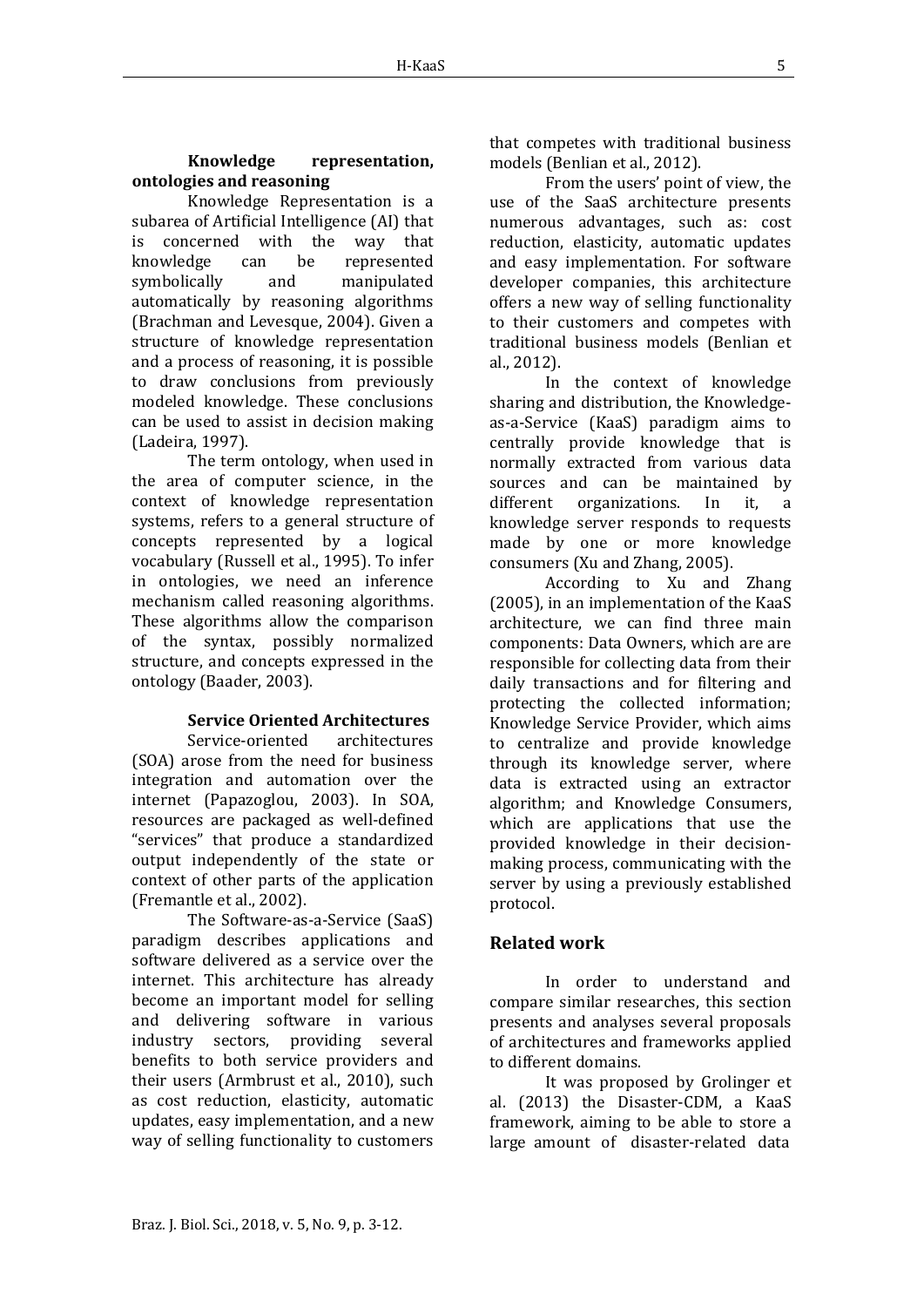### Knowledge representation, ontologies and reasoning

Knowledge Representation is a subarea of Artificial Intelligence (AI) that is concerned with the way that knowledge can be represented symbolically and manipulated automatically by reasoning algorithms (Brachman and Levesque, 2004). Given a structure of knowledge representation and a process of reasoning, it is possible to draw conclusions from previously modeled knowledge. These conclusions can be used to assist in decision making (Ladeira, 1997).

The term ontology, when used in the area of computer science, in the context of knowledge representation systems, refers to a general structure of concepts represented by a logical vocabulary (Russell et al., 1995). To infer in ontologies, we need an inference mechanism called reasoning algorithms. These algorithms allow the comparison of the syntax, possibly normalized structure, and concepts expressed in the ontology (Baader, 2003).

### Service Oriented Architectures

Service-oriented architectures (SOA) arose from the need for business integration and automation over the internet (Papazoglou, 2003). In SOA, resources are packaged as well-defined "services" that produce a standardized output independently of the state or context of other parts of the application (Fremantle et al., 2002).

The Software-as-a-Service (SaaS) paradigm describes applications and software delivered as a service over the internet. This architecture has already become an important model for selling and delivering software in various industry sectors, providing several benefits to both service providers and their users (Armbrust et al., 2010), such as cost reduction, elasticity, automatic updates, easy implementation, and a new way of selling functionality to customers that competes with traditional business models (Benlian et al., 2012).

From the users' point of view, the use of the SaaS architecture presents numerous advantages, such as: cost reduction, elasticity, automatic updates and easy implementation. For software developer companies, this architecture offers a new way of selling functionality to their customers and competes with traditional business models (Benlian et al., 2012).

In the context of knowledge sharing and distribution, the Knowledge-as-a-Service (KaaS) paradigm aims to centrally provide knowledge that is normally extracted from various data sources and can be maintained by different organizations. In it, a knowledge server responds to requests made by one or more knowledge consumers (Xu and Zhang, 2005).

According to Xu and Zhang (2005), in an implementation of the KaaS architecture, we can find three main components: Data Owners, which are are responsible for collecting data from their daily transactions and for filtering and protecting the collected information; Knowledge Service Provider, which aims to centralize and provide knowledge through its knowledge server, where data is extracted using an extractor algorithm; and Knowledge Consumers, which are applications that use the provided knowledge in their decision-making process, communicating with the server by using a previously established protocol.

## Related work

In order to understand and compare similar researches, this section presents and analyses several proposals of architectures and frameworks applied to different domains.

It was proposed by Grolinger et al. (2013) the Disaster-CDM, a KaaS framework, aiming to be able to store a large amount of disaster-related data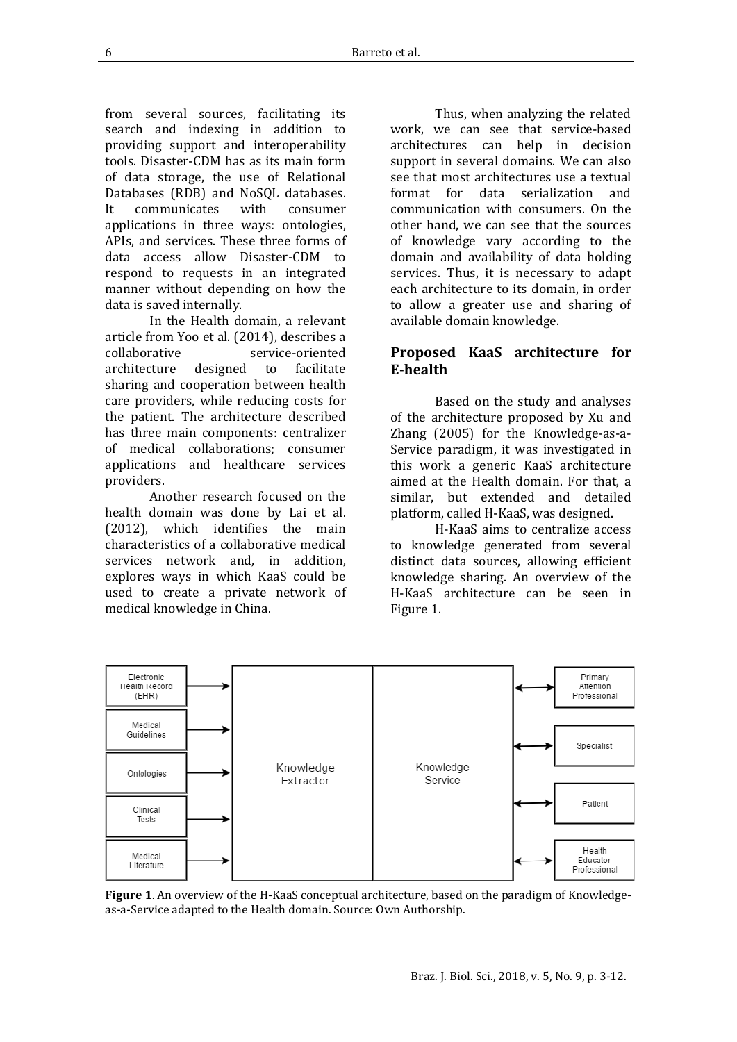from several sources, facilitating its search and indexing in addition to providing support and interoperability tools. Disaster-CDM has as its main form of data storage, the use of Relational Databases (RDB) and NoSQL databases. It communicates with consumer applications in three ways: ontologies, APIs, and services. These three forms of data access allow Disaster-CDM to respond to requests in an integrated manner without depending on how the data is saved internally.

In the Health domain, a relevant article from Yoo et al. (2014), describes a collaborative service-oriented architecture designed to facilitate sharing and cooperation between health care providers, while reducing costs for the patient. The architecture described has three main components: centralizer of medical collaborations; consumer applications and healthcare services providers.

Another research focused on the health domain was done by Lai et al. (2012), which identifies the main characteristics of a collaborative medical services network and, in addition, explores ways in which KaaS could be used to create a private network of medical knowledge in China.

Thus, when analyzing the related work, we can see that service-based architectures can help in decision support in several domains. We can also see that most architectures use a textual format for data serialization and communication with consumers. On the other hand, we can see that the sources of knowledge vary according to the domain and availability of data holding services. Thus, it is necessary to adapt each architecture to its domain, in order to allow a greater use and sharing of available domain knowledge.

## Proposed KaaS architecture for E-health

Based on the study and analyses of the architecture proposed by Xu and Zhang (2005) for the Knowledge-as-a-Service paradigm, it was investigated in this work a generic KaaS architecture aimed at the Health domain. For that, a similar, but extended and detailed platform, called H-KaaS, was designed.

H-KaaS aims to centralize access to knowledge generated from several distinct data sources, allowing efficient knowledge sharing. An overview of the H-KaaS architecture can be seen in Figure 1.

**Figure 1**. An overview of the H-KaaS conceptual architecture, based on the paradigm of Knowledge-as-a-Service adapted to the Health domain. Source: Own Authorship.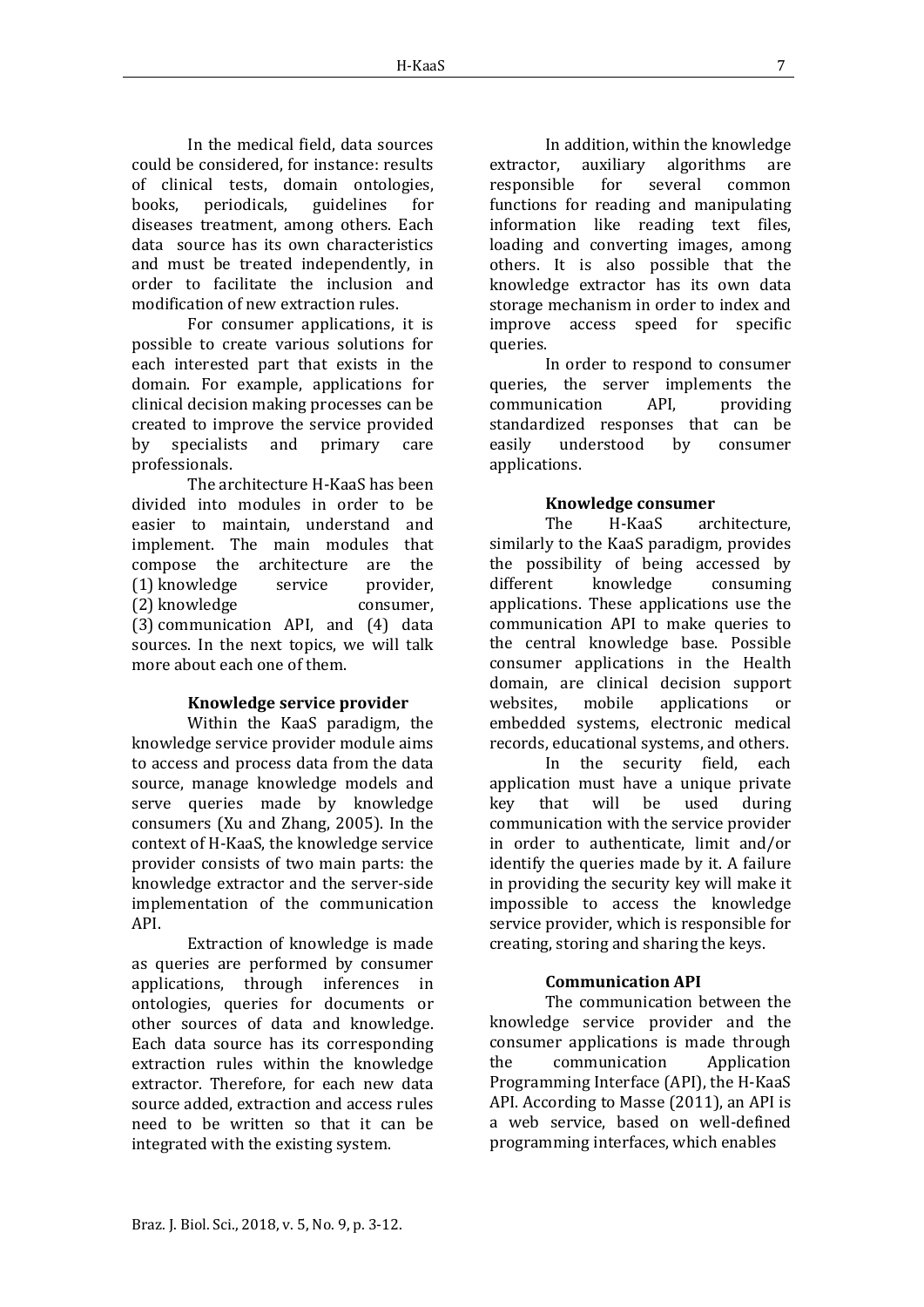In the medical field, data sources could be considered, for instance: results of clinical tests, domain ontologies, books, periodicals, guidelines for diseases treatment, among others. Each data source has its own characteristics and must be treated independently, in order to facilitate the inclusion and modification of new extraction rules.

For consumer applications, it is possible to create various solutions for each interested part that exists in the domain. For example, applications for clinical decision making processes can be created to improve the service provided by specialists and primary care professionals.

The architecture H-KaaS has been divided into modules in order to be easier to maintain, understand and implement. The main modules that compose the architecture are the (1) knowledge service provider, (2) knowledge consumer, (3) communication API, and (4) data sources. In the next topics, we will talk more about each one of them.

**Knowledge service provider**

Within the KaaS paradigm, the knowledge service provider module aims to access and process data from the data source, manage knowledge models and serve queries made by knowledge consumers (Xu and Zhang, 2005). In the context of H-KaaS, the knowledge service provider consists of two main parts: the knowledge extractor and the server-side implementation of the communication API.

Extraction of knowledge is made as queries are performed by consumer applications, through inferences in ontologies, queries for documents or other sources of data and knowledge. Each data source has its corresponding extraction rules within the knowledge extractor. Therefore, for each new data source added, extraction and access rules need to be written so that it can be integrated with the existing system.

In addition, within the knowledge extractor, auxiliary algorithms are responsible for several common functions for reading and manipulating information like reading text files, loading and converting images, among others. It is also possible that the knowledge extractor has its own data storage mechanism in order to index and improve access speed for specific queries.

In order to respond to consumer queries, the server implements the communication API, providing standardized responses that can be easily understood by consumer applications.

**Knowledge consumer**

The H-KaaS architecture, similarly to the KaaS paradigm, provides the possibility of being accessed by different knowledge consuming applications. These applications use the communication API to make queries to the central knowledge base. Possible consumer applications in the Health domain, are clinical decision support websites, mobile applications or embedded systems, electronic medical records, educational systems, and others.

In the security field, each application must have a unique private key that will be used during communication with the service provider in order to authenticate, limit and/or identify the queries made by it. A failure in providing the security key will make it impossible to access the knowledge service provider, which is responsible for creating, storing and sharing the keys.

**Communication API**

The communication between the knowledge service provider and the consumer applications is made through the communication Application Programming Interface (API), the H-KaaS API. According to Masse (2011), an API is a web service, based on well-defined programming interfaces, which enables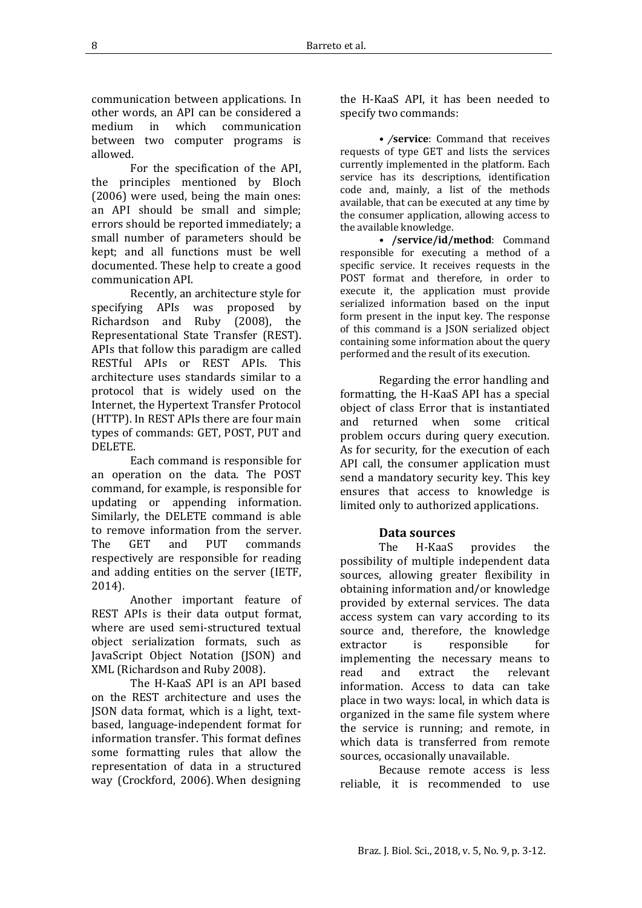communication between applications. In other words, an API can be considered a medium in which communication between two computer programs is allowed.

For the specification of the API, the principles mentioned by Bloch (2006) were used, being the main ones: an API should be small and simple; errors should be reported immediately; a small number of parameters should be kept; and all functions must be well documented. These help to create a good communication API.

Recently, an architecture style for specifying APIs was proposed by Richardson and Ruby (2008), the Representational State Transfer (REST). APIs that follow this paradigm are called RESTful APIs or REST APIs. This architecture uses standards similar to a protocol that is widely used on the Internet, the Hypertext Transfer Protocol (HTTP). In REST APIs there are four main types of commands: GET, POST, PUT and DELETE.

Each command is responsible for an operation on the data. The POST command, for example, is responsible for updating or appending information. Similarly, the DELETE command is able to remove information from the server. The GET and PUT commands respectively are responsible for reading and adding entities on the server (IETF, 2014).

Another important feature of REST APIs is their data output format, where are used semi-structured textual object serialization formats, such as JavaScript Object Notation (JSON) and XML (Richardson and Ruby 2008).

The H-KaaS API is an API based on the REST architecture and uses the JSON data format, which is a light, text-based, language-independent format for information transfer. This format defines some formatting rules that allow the representation of data in a structured way (Crockford, 2006). When designing the H-KaaS API, it has been needed to specify two commands:

- **/service**: Command that receives requests of type GET and lists the services currently implemented in the platform. Each service has its descriptions, identification code and, mainly, a list of the methods available, that can be executed at any time by the consumer application, allowing access to the available knowledge.
- **/service/id/method**: Command responsible for executing a method of a specific service. It receives requests in the POST format and therefore, in order to execute it, the application must provide serialized information based on the input form present in the input key. The response of this command is a JSON serialized object containing some information about the query performed and the result of its execution.

Regarding the error handling and formatting, the H-KaaS API has a special object of class Error that is instantiated and returned when some critical problem occurs during query execution. As for security, for the execution of each API call, the consumer application must send a mandatory security key. This key ensures that access to knowledge is limited only to authorized applications.

### Data sources

The H-KaaS provides the possibility of multiple independent data sources, allowing greater flexibility in obtaining information and/or knowledge provided by external services. The data access system can vary according to its source and, therefore, the knowledge extractor is responsible for implementing the necessary means to read and extract the relevant information. Access to data can take place in two ways: local, in which data is organized in the same file system where the service is running; and remote, in which data is transferred from remote sources, occasionally unavailable.

Because remote access is less reliable, it is recommended to use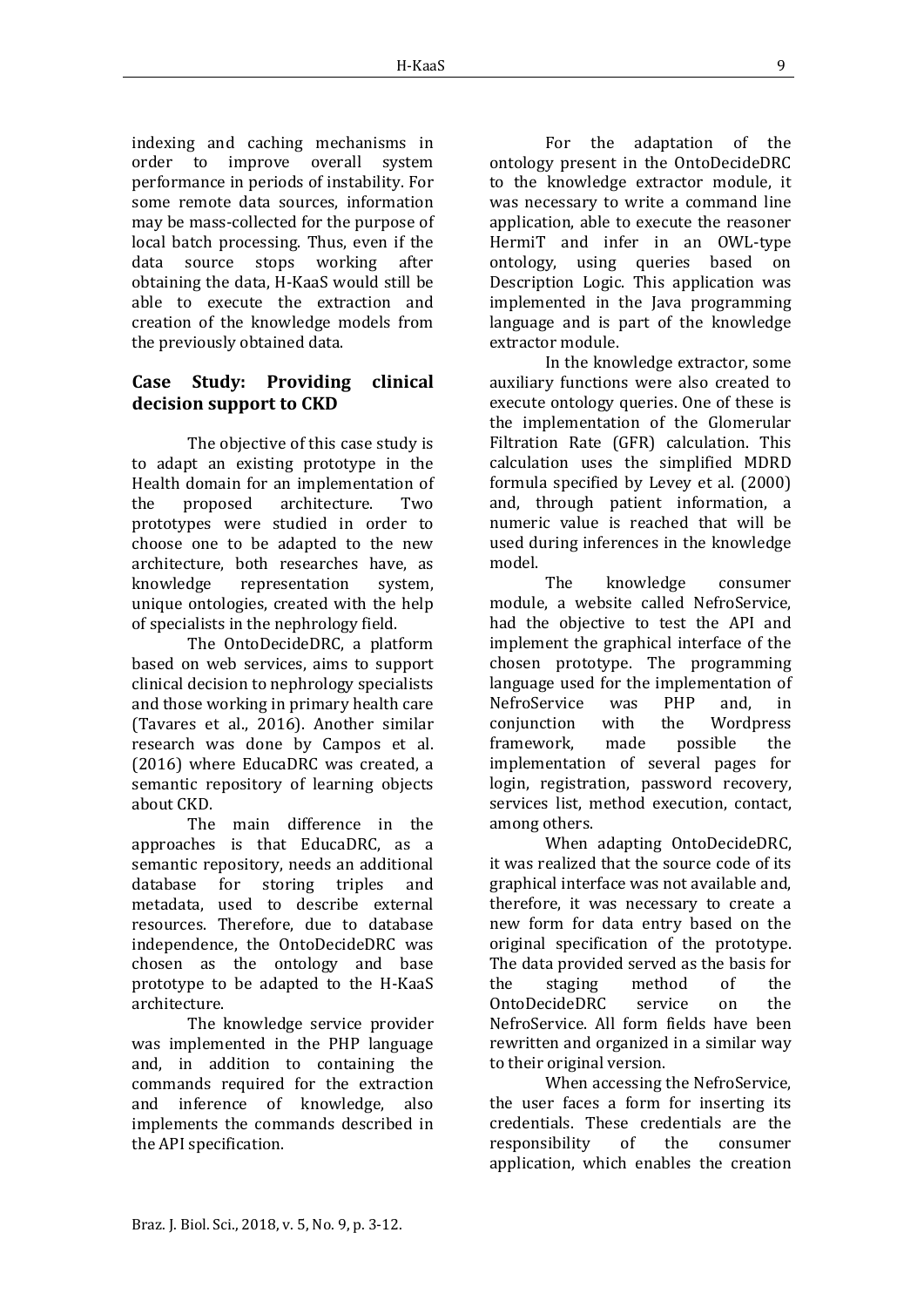indexing and caching mechanisms in order to improve overall system performance in periods of instability. For some remote data sources, information may be mass-collected for the purpose of local batch processing. Thus, even if the data source stops working after obtaining the data, H-KaaS would still be able to execute the extraction and creation of the knowledge models from the previously obtained data.

## Case Study: Providing clinical decision support to CKD

The objective of this case study is to adapt an existing prototype in the Health domain for an implementation of the proposed architecture. Two prototypes were studied in order to choose one to be adapted to the new architecture, both researches have, as knowledge representation system, unique ontologies, created with the help of specialists in the nephrology field.

The OntoDecideDRC, a platform based on web services, aims to support clinical decision to nephrology specialists and those working in primary health care (Tavares et al., 2016). Another similar research was done by Campos et al. (2016) where EducaDRC was created, a semantic repository of learning objects about CKD.

The main difference in the approaches is that EducaDRC, as a semantic repository, needs an additional database for storing triples and metadata, used to describe external resources. Therefore, due to database independence, the OntoDecideDRC was chosen as the ontology and base prototype to be adapted to the H-KaaS architecture.

The knowledge service provider was implemented in the PHP language and, in addition to containing the commands required for the extraction and inference of knowledge, also implements the commands described in the API specification.

For the adaptation of the ontology present in the OntoDecideDRC to the knowledge extractor module, it was necessary to write a command line application, able to execute the reasoner HermiT and infer in an OWL-type ontology, using queries based on Description Logic. This application was implemented in the Java programming language and is part of the knowledge extractor module.

In the knowledge extractor, some auxiliary functions were also created to execute ontology queries. One of these is the implementation of the Glomerular Filtration Rate (GFR) calculation. This calculation uses the simplified MDRD formula specified by Levey et al. (2000) and, through patient information, a numeric value is reached that will be used during inferences in the knowledge model.

The knowledge consumer module, a website called NefroService, had the objective to test the API and implement the graphical interface of the chosen prototype. The programming language used for the implementation of NefroService was PHP and, in conjunction with the Wordpress framework, made possible the implementation of several pages for login, registration, password recovery, services list, method execution, contact, among others.

When adapting OntoDecideDRC, it was realized that the source code of its graphical interface was not available and, therefore, it was necessary to create a new form for data entry based on the original specification of the prototype. The data provided served as the basis for the staging method of the OntoDecideDRC service on the NefroService. All form fields have been rewritten and organized in a similar way to their original version.

When accessing the NefroService, the user faces a form for inserting its credentials. These credentials are the responsibility of the consumer application, which enables the creation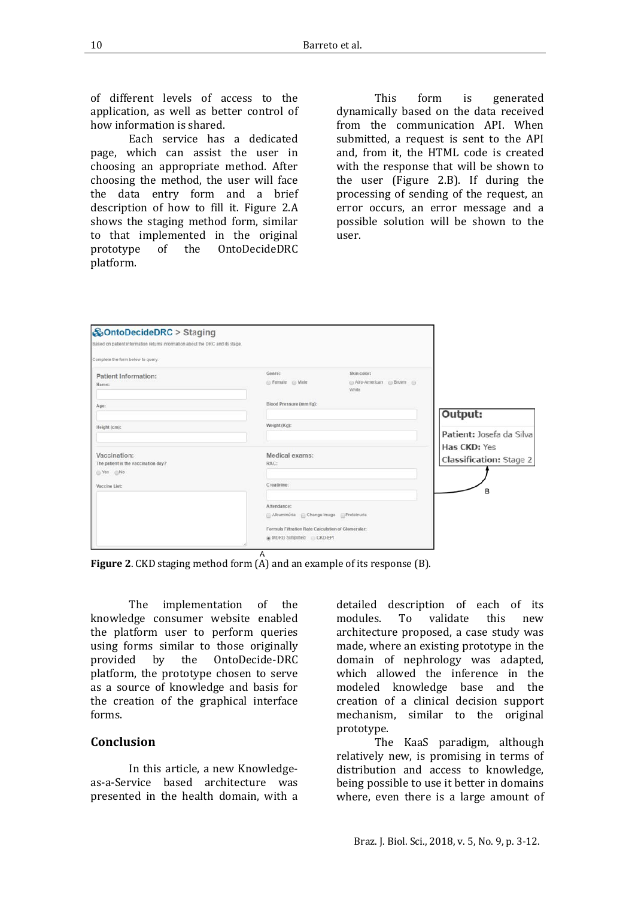of different levels of access to the application, as well as better control of how information is shared.

Each service has a dedicated page, which can assist the user in choosing an appropriate method. After choosing the method, the user will face the data entry form and a brief description of how to fill it. Figure 2.A shows the staging method form, similar to that implemented in the original prototype of the OntoDecideDRC platform.

This form is generated dynamically based on the data received from the communication API. When submitted, a request is sent to the API and, from it, the HTML code is created with the response that will be shown to the user (Figure 2.B). If during the processing of sending of the request, an error occurs, an error message and a possible solution will be shown to the user.

**Figure 2**. CKD staging method form (A) and an example of its response (B).

The implementation of the knowledge consumer website enabled the platform user to perform queries using forms similar to those originally provided by the OntoDecide-DRC platform, the prototype chosen to serve as a source of knowledge and basis for the creation of the graphical interface forms.

## Conclusion

In this article, a new Knowledge-as-a-Service based architecture was presented in the health domain, with a detailed description of each of its modules. To validate this new architecture proposed, a case study was made, where an existing prototype in the domain of nephrology was adapted, which allowed the inference in the modeled knowledge base and the creation of a clinical decision support mechanism, similar to the original prototype.

The KaaS paradigm, although relatively new, is promising in terms of distribution and access to knowledge, being possible to use it better in domains where, even there is a large amount of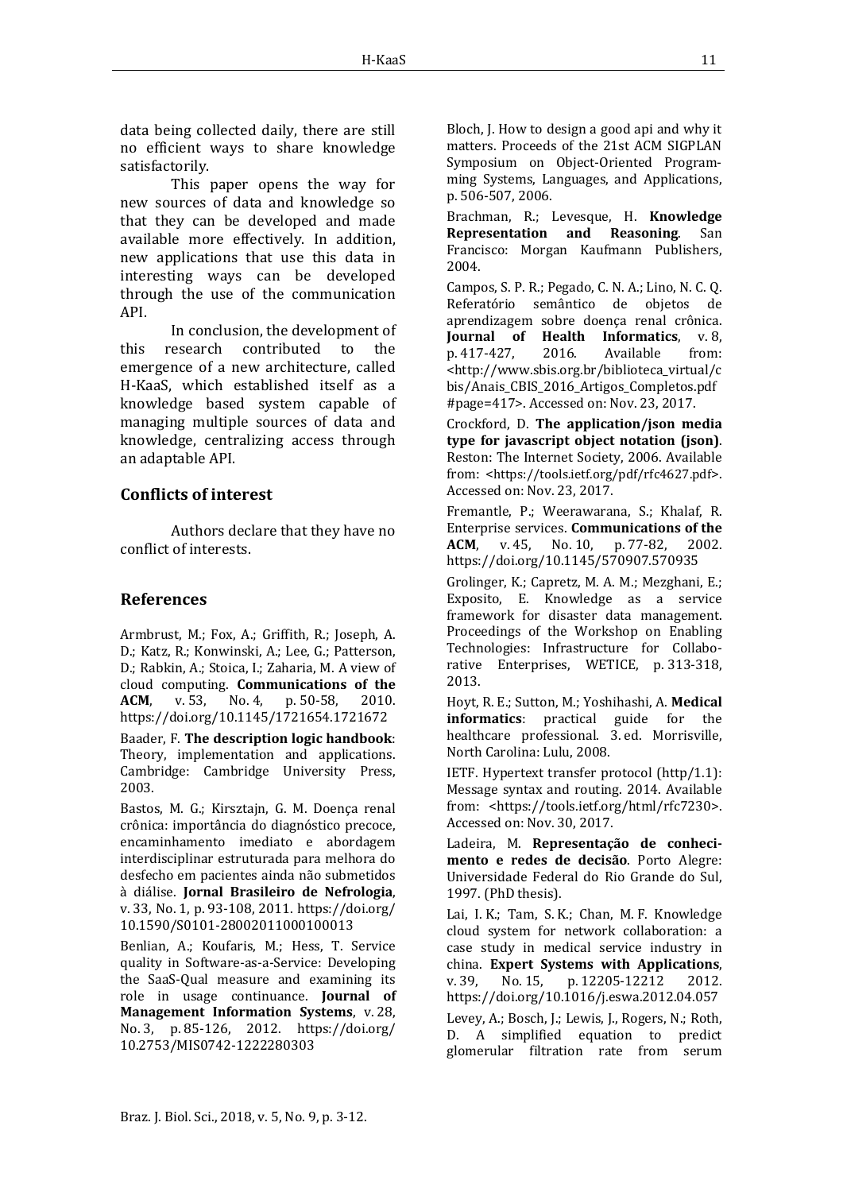data being collected daily, there are still no efficient ways to share knowledge satisfactorily.

This paper opens the way for new sources of data and knowledge so that they can be developed and made available more effectively. In addition, new applications that use this data in interesting ways can be developed through the use of the communication API.

In conclusion, the development of this research contributed to the emergence of a new architecture, called H-KaaS, which established itself as a knowledge based system capable of managing multiple sources of data and knowledge, centralizing access through an adaptable API.

## Conflicts of interest

Authors declare that they have no conflict of interests.

## References

Armbrust, M.; Fox, A.; Griffith, R.; Joseph, A. D.; Katz, R.; Konwinski, A.; Lee, G.; Patterson, D.; Rabkin, A.; Stoica, I.; Zaharia, M. A view of cloud computing. **Communications of the ACM**, v. 53, No. 4, p. 50-58, 2010. https://doi.org/10.1145/1721654.1721672

Baader, F. **The description logic handbook**: Theory, implementation and applications. Cambridge: Cambridge University Press, 2003.

Bastos, M. G.; Kirsztajn, G. M. Doença renal crônica: importância do diagnóstico precoce, encaminhamento imediato e abordagem interdisciplinar estruturada para melhora do desfecho em pacientes ainda não submetidos à diálise. **Jornal Brasileiro de Nefrologia**, v. 33, No. 1, p. 93-108, 2011. https://doi.org/10.1590/S0101-28002011000100013

Benlian, A.; Koufaris, M.; Hess, T. Service quality in Software-as-a-Service: Developing the SaaS-Qual measure and examining its role in usage continuance. **Journal of Management Information Systems**, v. 28, No. 3, p. 85-126, 2012. https://doi.org/10.2753/MIS0742-1222280303

Bloch, J. How to design a good api and why it matters. Proceeds of the 21st ACM SIGPLAN Symposium on Object-Oriented Programming Systems, Languages, and Applications, p. 506-507, 2006.

Brachman, R.; Levesque, H. **Knowledge Representation and Reasoning**. San Francisco: Morgan Kaufmann Publishers, 2004.

Campos, S. P. R.; Pegado, C. N. A.; Lino, N. C. Q. Referatório semântico de objetos de aprendizagem sobre doença renal crônica. **Journal of Health Informatics**, v. 8, p. 417-427, 2016. Available from: <http://www.sbis.org.br/biblioteca_virtual/cbis/Anais_CBIS_2016_Artigos_Completos.pdf#page=417>. Accessed on: Nov. 23, 2017.

Crockford, D. **The application/json media type for javascript object notation (json)**. Reston: The Internet Society, 2006. Available from: <https://tools.ietf.org/pdf/rfc4627.pdf>. Accessed on: Nov. 23, 2017.

Fremantle, P.; Weerawarana, S.; Khalaf, R. Enterprise services. **Communications of the ACM**, v. 45, No. 10, p. 77-82, 2002. https://doi.org/10.1145/570907.570935

Grolinger, K.; Capretz, M. A. M.; Mezghani, E.; Exposito, E. Knowledge as a service framework for disaster data management. Proceedings of the Workshop on Enabling Technologies: Infrastructure for Collaborative Enterprises, WETICE, p. 313-318, 2013.

Hoyt, R. E.; Sutton, M.; Yoshihashi, A. **Medical informatics**: practical guide for the healthcare professional. 3. ed. Morrisville, North Carolina: Lulu, 2008.

IETF. Hypertext transfer protocol (http/1.1): Message syntax and routing. 2014. Available from: <https://tools.ietf.org/html/rfc7230>. Accessed on: Nov. 30, 2017.

Ladeira, M. **Representação de conhecimento e redes de decisão**. Porto Alegre: Universidade Federal do Rio Grande do Sul, 1997. (PhD thesis).

Lai, I. K.; Tam, S. K.; Chan, M. F. Knowledge cloud system for network collaboration: a case study in medical service industry in china. **Expert Systems with Applications**, v. 39, No. 15, p. 12205-12212 2012. https://doi.org/10.1016/j.eswa.2012.04.057

Levey, A.; Bosch, J.; Lewis, J., Rogers, N.; Roth, D. A simplified equation to predict glomerular filtration rate from serum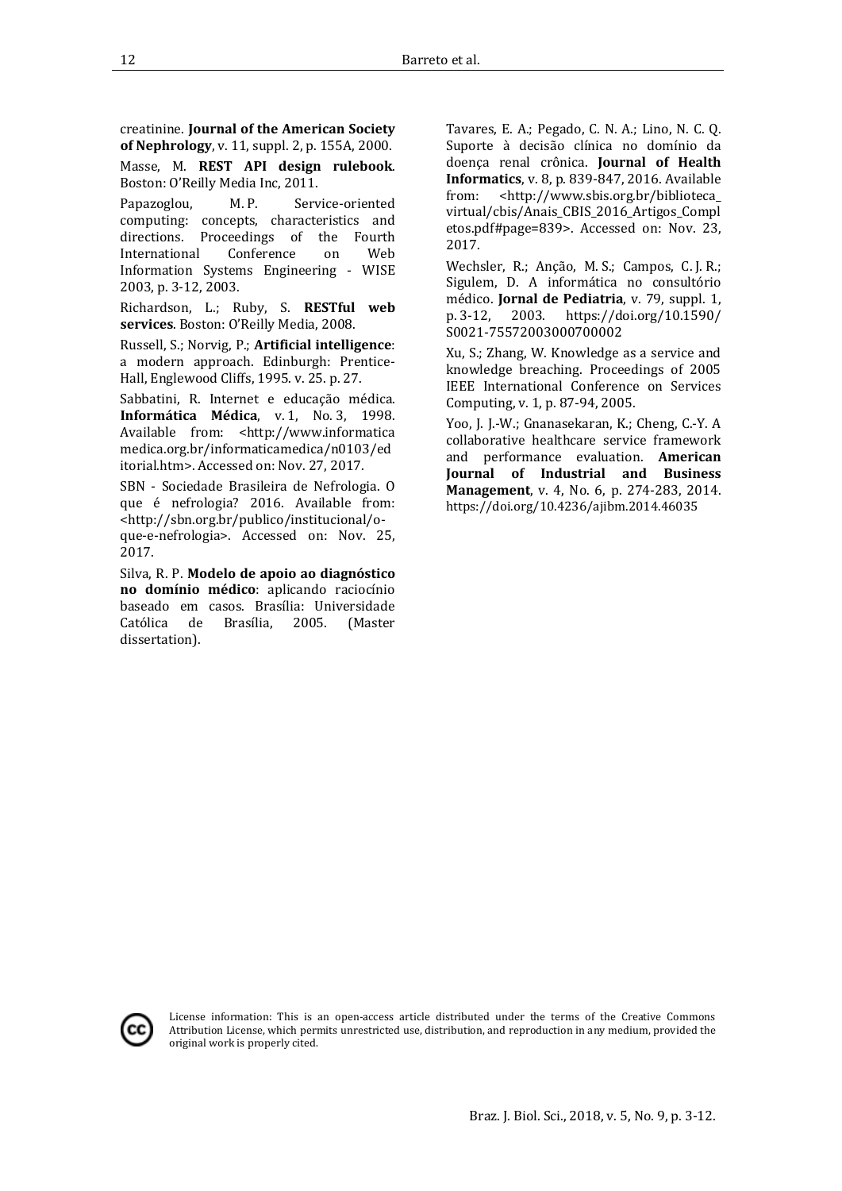creatinine. **Journal of the American Society of Nephrology**, v. 11, suppl. 2, p. 155A, 2000.

Masse, M. **REST API design rulebook**. Boston: O'Reilly Media Inc, 2011.

Papazoglou, M. P. Service-oriented computing: concepts, characteristics and directions. Proceedings of the Fourth International Conference on Web Information Systems Engineering - WISE 2003, p. 3-12, 2003.

Richardson, L.; Ruby, S. **RESTful web services**. Boston: O'Reilly Media, 2008.

Russell, S.; Norvig, P.; **Artificial intelligence**: a modern approach. Edinburgh: Prentice-Hall, Englewood Cliffs, 1995. v. 25. p. 27.

Sabbatini, R. Internet e educação médica. **Informática Médica**, v. 1, No. 3, 1998. Available from: <http://www.informaticamedica.org.br/informaticamedica/n0103/editorial.htm>. Accessed on: Nov. 27, 2017.

SBN - Sociedade Brasileira de Nefrologia. O que é nefrologia? 2016. Available from: <http://sbn.org.br/publico/institucional/o-que-e-nefrologia>. Accessed on: Nov. 25, 2017.

Silva, R. P. **Modelo de apoio ao diagnóstico no domínio médico**: aplicando raciocínio baseado em casos. Brasília: Universidade Católica de Brasília, 2005. (Master dissertation).

Tavares, E. A.; Pegado, C. N. A.; Lino, N. C. Q. Suporte à decisão clínica no domínio da doença renal crônica. **Journal of Health Informatics**, v. 8, p. 839-847, 2016. Available from: <http://www.sbis.org.br/biblioteca_virtual/cbis/Anais_CBIS_2016_Artigos_Completos.pdf#page=839>. Accessed on: Nov. 23, 2017.

Wechsler, R.; Anção, M. S.; Campos, C. J. R.; Sigulem, D. A informática no consultório médico. **Jornal de Pediatria**, v. 79, suppl. 1, p. 3-12, 2003. https://doi.org/10.1590/S0021-75572003000700002

Xu, S.; Zhang, W. Knowledge as a service and knowledge breaching. Proceedings of 2005 IEEE International Conference on Services Computing, v. 1, p. 87-94, 2005.

Yoo, J. J.-W.; Gnanasekaran, K.; Cheng, C.-Y. A collaborative healthcare service framework and performance evaluation. **American Journal of Industrial and Business Management**, v. 4, No. 6, p. 274-283, 2014. https://doi.org/10.4236/ajibm.2014.46035

License information: This is an open-access article distributed under the terms of the Creative Commons Attribution License, which permits unrestricted use, distribution, and reproduction in any medium, provided the original work is properly cited.